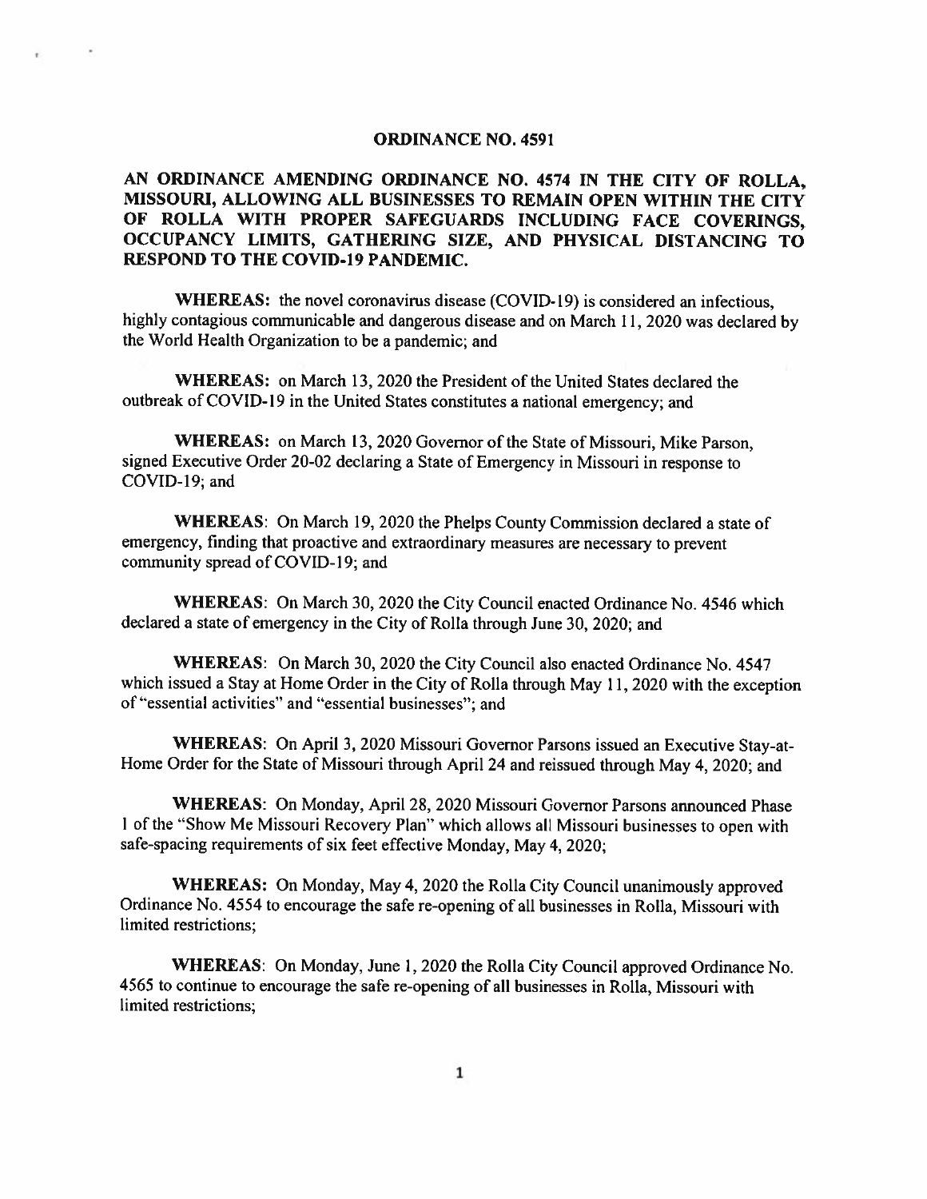# ORDINANCE NO. 4591

## AN ORDINANCE AMENDING ORDINANCE NO. 4574 IN THE CITY OF ROLLA, MISSOURI, ALLOWING ALL BUSINESSES TO REMAIN OPEN WITHIN THE CITY OF ROLLA WITH PROPER SAFEGUARDS INCLUDING FACE COVERINGS, OCCUPANCY LIMITS, GATHERING SIZE, AND PHYSICAL DISTANCING TO RESPOND TO THE COVID-19 PANDEMIC.

**WHEREAS:** the novel coronavirus disease (COVID-19) is considered an infectious, highly contagious communicable and dangerous disease and on March 11, 2020 was declared by the World Health Organization to be a pandemic; and

**WHEREAS:** on March 13, 2020 the President of the United States declared the outbreak of COVID-19 in the United States constitutes a national emergency; and

**WHEREAS:** on March 13, 2020 Governor of the State of Missouri, Mike Parson, signed Executive Order 20-02 declaring a State of Emergency in Missouri in response to COVID-19; and

**WHEREAS**: On March 19, 2020 the Phelps County Commission declared a state of emergency, finding that proactive and extraordinary measures are necessary to prevent community spread of COVID-19; and

**WHEREAS**: On March 30, 2020 the City Council enacted Ordinance No. 4546 which declared a state of emergency in the City of Rolla through June 30, 2020; and

**WHEREAS**: On March 30, 2020 the City Council also enacted Ordinance No. 4547 which issued a Stay at Home Order in the City of Rolla through May 11, 2020 with the exception of "essential activities" and "essential businesses"; and

**WHEREAS**: On April 3, 2020 Missouri Governor Parsons issued an Executive Stay-at-Home Order for the State of Missouri through April 24 and reissued through May 4, 2020; and

**WHEREAS**: On Monday, April 28, 2020 Missouri Governor Parsons announced Phase 1 of the "Show Me Missouri Recovery Plan" which allows all Missouri businesses to open with safe-spacing requirements of six feet effective Monday, May 4, 2020;

**WHEREAS:** On Monday, May 4, 2020 the Rolla City Council unanimously approved Ordinance No. 4554 to encourage the safe re-opening of all businesses in Rolla, Missouri with limited restrictions;

**WHEREAS**: On Monday, June 1, 2020 the Rolla City Council approved Ordinance No. 4565 to continue to encourage the safe re-opening of all businesses in Rolla, Missouri with limited restrictions;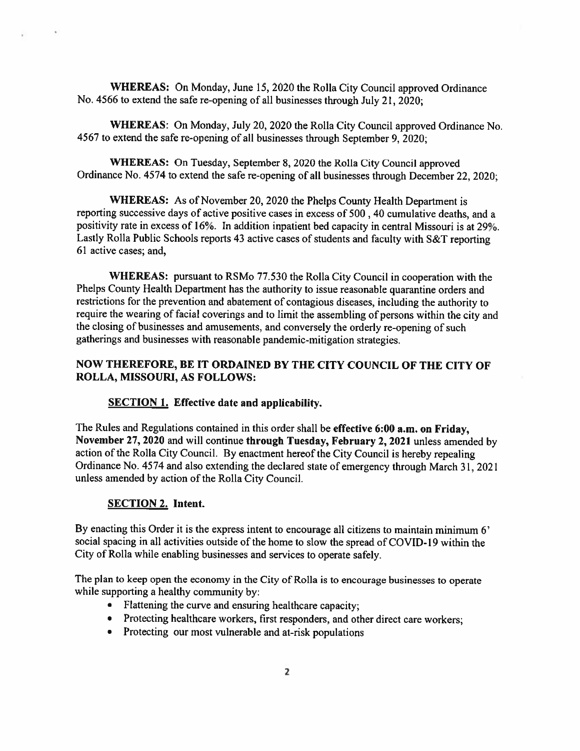**WHEREAS:** On Monday, June 15, 2020 the Rolla City Council approved Ordinance No. 4566 to extend the safe re-opening of all businesses through July 21, 2020;

**WHEREAS:** On Monday, July 20, 2020 the Rolla City Council approved Ordinance No. 4567 to extend the safe re-opening of all businesses through September 9, 2020;

**WHEREAS:** On Tuesday, September 8, 2020 the Rolla City Council approved Ordinance No. 4574 to extend the safe re-opening of all businesses through December 22, 2020;

**WHEREAS:** As of November 20, 2020 the Phelps County Health Department is reporting successive days of active positive cases in excess of 500 , 40 cumulative deaths, and a positivity rate in excess of 16%. In addition inpatient bed capacity in central Missouri is at 29%. Lastly Rolla Public Schools reports 43 active cases of students and faculty with S&T reporting 61 active cases; and,

**WHEREAS:** pursuant to RSMo 77.530 the Rolla City Council in cooperation with the Phelps County Health Department has the authority to issue reasonable quarantine orders and restrictions for the prevention and abatement of contagious diseases, including the authority to require the wearing of facial coverings and to limit the assembling of persons within the city and the closing of businesses and amusements, and conversely the orderly re-opening of such gatherings and businesses with reasonable pandemic-mitigation strategies.

**NOW THEREFORE, BE IT ORDAINED BY THE CITY COUNCIL OF THE CITY OF ROLLA, MISSOURI, AS FOLLOWS:**

**SECTION 1. Effective date and applicability.**

The Rules and Regulations contained in this order shall be **effective 6:00 a.m. on Friday, November 27, 2020** and will continue **through Tuesday, February 2, 2021** unless amended by action of the Rolla City Council. By enactment hereof the City Council is hereby repealing Ordinance No. 4574 and also extending the declared state of emergency through March 31, 2021 unless amended by action of the Rolla City Council.

**SECTION 2. Intent.**

By enacting this Order it is the express intent to encourage all citizens to maintain minimum 6' social spacing in all activities outside of the home to slow the spread of COVID-19 within the City of Rolla while enabling businesses and services to operate safely.

The plan to keep open the economy in the City of Rolla is to encourage businesses to operate while supporting a healthy community by:

- Flattening the curve and ensuring healthcare capacity;
- Protecting healthcare workers, first responders, and other direct care workers;
- Protecting our most vulnerable and at-risk populations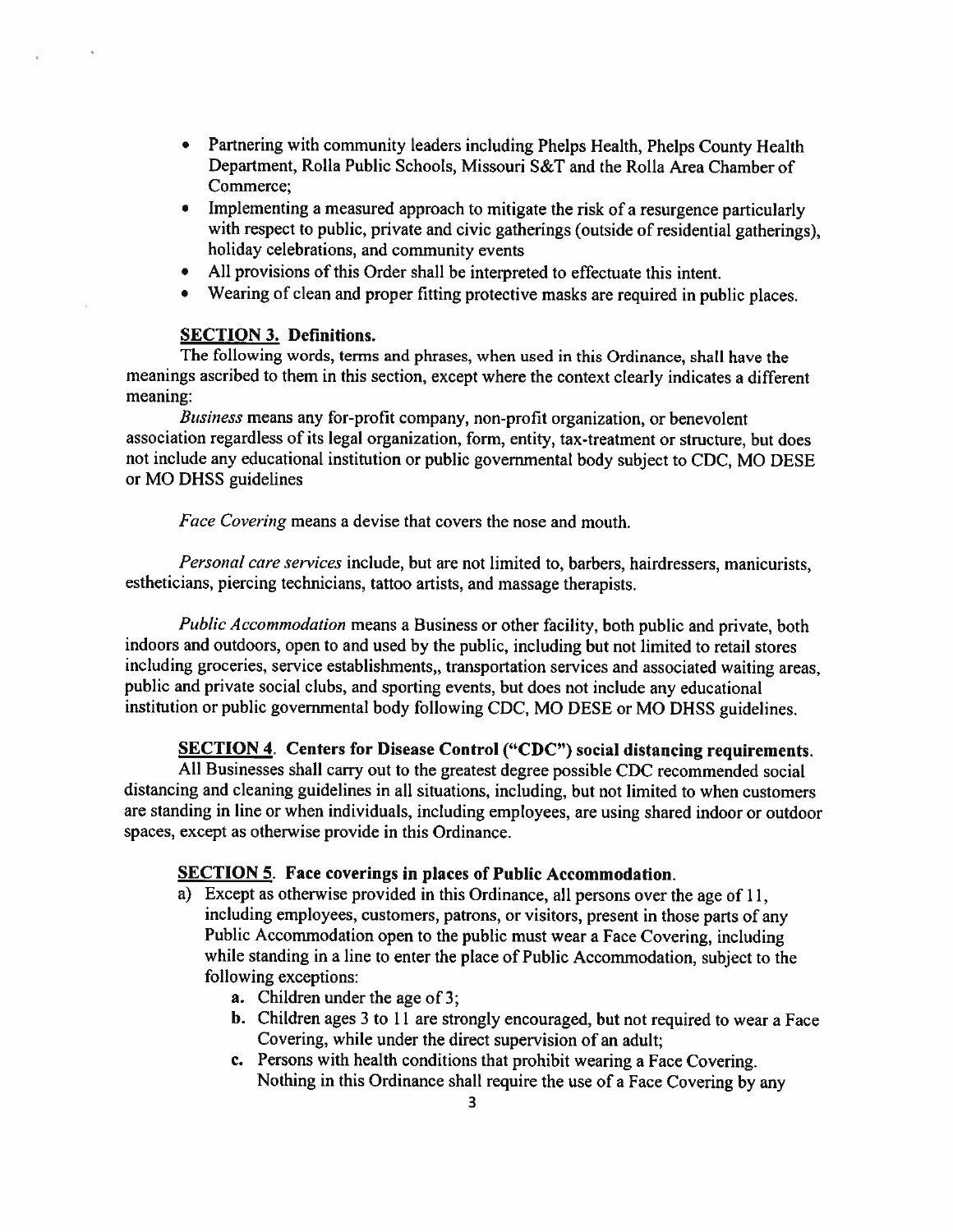- Partnering with community leaders including Phelps Health, Phelps County Health Department, Rolla Public Schools, Missouri S&T and the Rolla Area Chamber of Commerce;
- Implementing a measured approach to mitigate the risk of a resurgence particularly with respect to public, private and civic gatherings (outside of residential gatherings), holiday celebrations, and community events
- All provisions of this Order shall be interpreted to effectuate this intent.
- Wearing of clean and proper fitting protective masks are required in public places.

**SECTION 3. Definitions.**

The following words, terms and phrases, when used in this Ordinance, shall have the meanings ascribed to them in this section, except where the context clearly indicates a different meaning:

*Business* means any for-profit company, non-profit organization, or benevolent association regardless of its legal organization, form, entity, tax-treatment or structure, but does not include any educational institution or public governmental body subject to CDC, MO DESE or MO DHSS guidelines

*Face Covering* means a devise that covers the nose and mouth.

*Personal care services* include, but are not limited to, barbers, hairdressers, manicurists, estheticians, piercing technicians, tattoo artists, and massage therapists.

*Public Accommodation* means a Business or other facility, both public and private, both indoors and outdoors, open to and used by the public, including but not limited to retail stores including groceries, service establishments,, transportation services and associated waiting areas, public and private social clubs, and sporting events, but does not include any educational institution or public governmental body following CDC, MO DESE or MO DHSS guidelines.

**SECTION 4. Centers for Disease Control ("CDC") social distancing requirements.**

All Businesses shall carry out to the greatest degree possible CDC recommended social distancing and cleaning guidelines in all situations, including, but not limited to when customers are standing in line or when individuals, including employees, are using shared indoor or outdoor spaces, except as otherwise provide in this Ordinance.

**SECTION 5. Face coverings in places of Public Accommodation.**

a) Except as otherwise provided in this Ordinance, all persons over the age of 11, including employees, customers, patrons, or visitors, present in those parts of any Public Accommodation open to the public must wear a Face Covering, including while standing in a line to enter the place of Public Accommodation, subject to the following exceptions:
   - **a.** Children under the age of 3;
   - **b.** Children ages 3 to 11 are strongly encouraged, but not required to wear a Face Covering, while under the direct supervision of an adult;
   - **c.** Persons with health conditions that prohibit wearing a Face Covering. Nothing in this Ordinance shall require the use of a Face Covering by any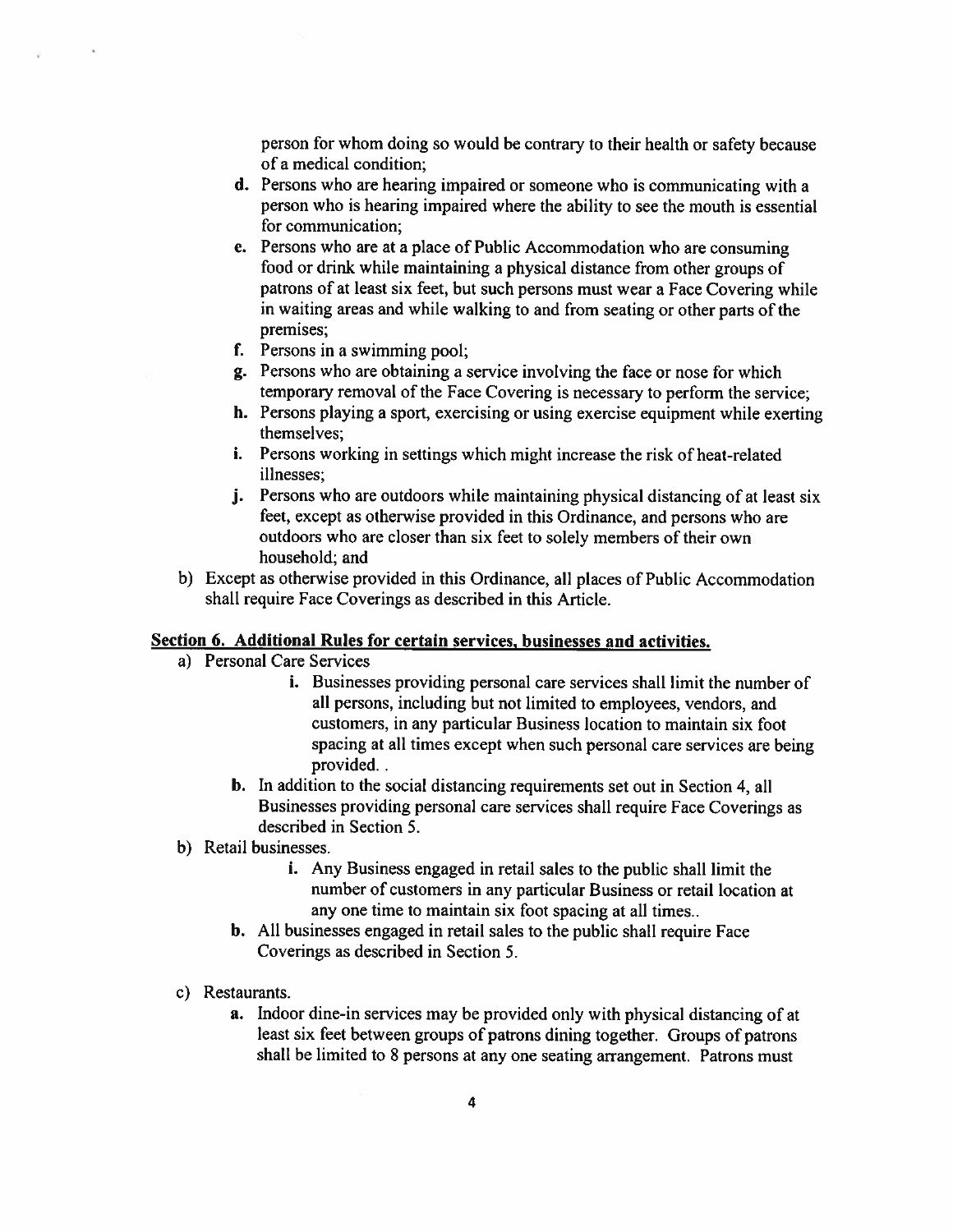person for whom doing so would be contrary to their health or safety because of a medical condition;

  d. Persons who are hearing impaired or someone who is communicating with a person who is hearing impaired where the ability to see the mouth is essential for communication;
  e. Persons who are at a place of Public Accommodation who are consuming food or drink while maintaining a physical distance from other groups of patrons of at least six feet, but such persons must wear a Face Covering while in waiting areas and while walking to and from seating or other parts of the premises;
  f. Persons in a swimming pool;
  g. Persons who are obtaining a service involving the face or nose for which temporary removal of the Face Covering is necessary to perform the service;
  h. Persons playing a sport, exercising or using exercise equipment while exerting themselves;
  i. Persons working in settings which might increase the risk of heat-related illnesses;
  j. Persons who are outdoors while maintaining physical distancing of at least six feet, except as otherwise provided in this Ordinance, and persons who are outdoors who are closer than six feet to solely members of their own household; and

b) Except as otherwise provided in this Ordinance, all places of Public Accommodation shall require Face Coverings as described in this Article.

**<u>Section 6. Additional Rules for certain services, businesses and activities.</u>**

a) Personal Care Services

  i. Businesses providing personal care services shall limit the number of all persons, including but not limited to employees, vendors, and customers, in any particular Business location to maintain six foot spacing at all times except when such personal care services are being provided. .

  b. In addition to the social distancing requirements set out in Section 4, all Businesses providing personal care services shall require Face Coverings as described in Section 5.

b) Retail businesses.

  i. Any Business engaged in retail sales to the public shall limit the number of customers in any particular Business or retail location at any one time to maintain six foot spacing at all times..

  b. All businesses engaged in retail sales to the public shall require Face Coverings as described in Section 5.

c) Restaurants.

  a. Indoor dine-in services may be provided only with physical distancing of at least six feet between groups of patrons dining together. Groups of patrons shall be limited to 8 persons at any one seating arrangement. Patrons must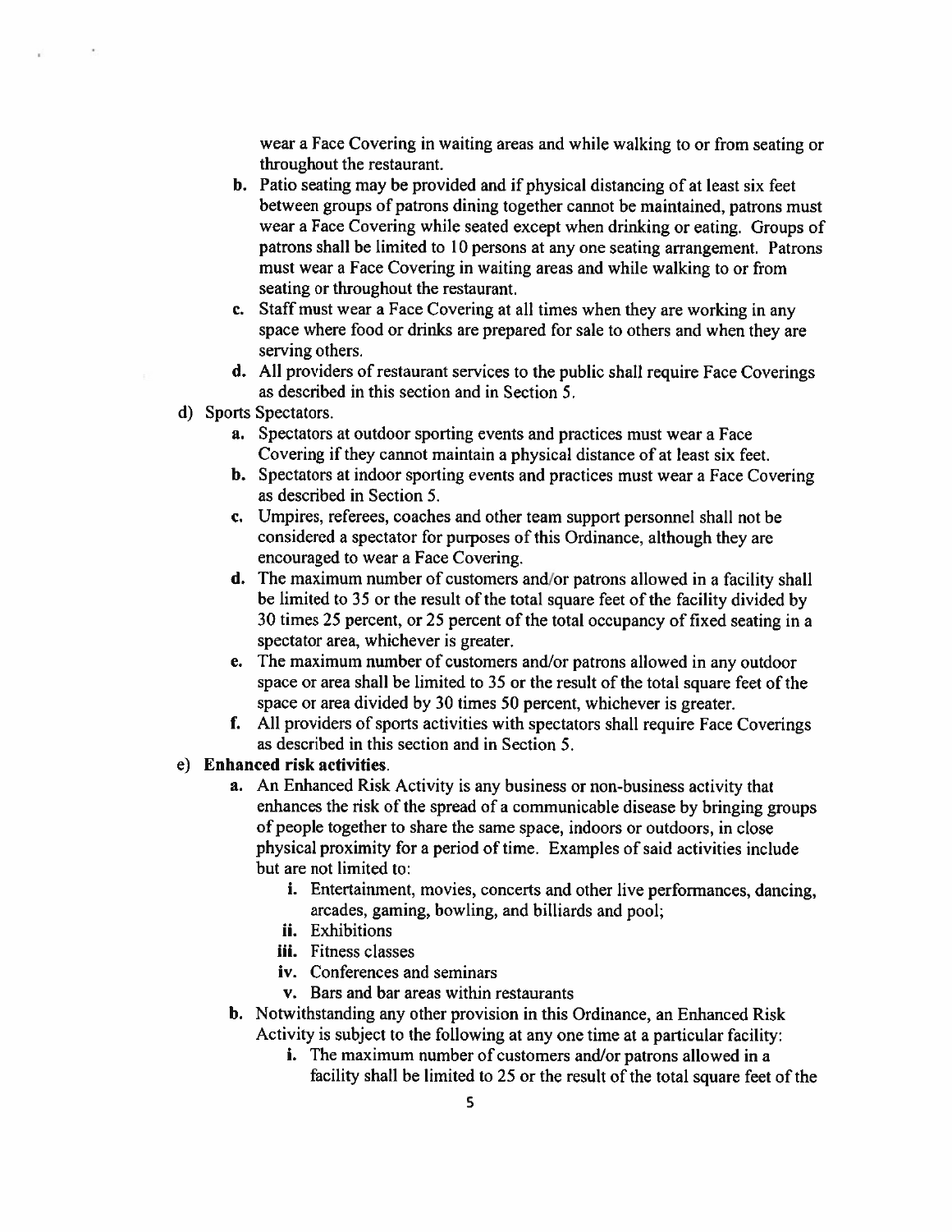wear a Face Covering in waiting areas and while walking to or from seating or throughout the restaurant.

b. Patio seating may be provided and if physical distancing of at least six feet between groups of patrons dining together cannot be maintained, patrons must wear a Face Covering while seated except when drinking or eating. Groups of patrons shall be limited to 10 persons at any one seating arrangement. Patrons must wear a Face Covering in waiting areas and while walking to or from seating or throughout the restaurant.

c. Staff must wear a Face Covering at all times when they are working in any space where food or drinks are prepared for sale to others and when they are serving others.

d. All providers of restaurant services to the public shall require Face Coverings as described in this section and in Section 5.

d) Sports Spectators.

a. Spectators at outdoor sporting events and practices must wear a Face Covering if they cannot maintain a physical distance of at least six feet.

b. Spectators at indoor sporting events and practices must wear a Face Covering as described in Section 5.

c. Umpires, referees, coaches and other team support personnel shall not be considered a spectator for purposes of this Ordinance, although they are encouraged to wear a Face Covering.

d. The maximum number of customers and/or patrons allowed in a facility shall be limited to 35 or the result of the total square feet of the facility divided by 30 times 25 percent, or 25 percent of the total occupancy of fixed seating in a spectator area, whichever is greater.

e. The maximum number of customers and/or patrons allowed in any outdoor space or area shall be limited to 35 or the result of the total square feet of the space or area divided by 30 times 50 percent, whichever is greater.

f. All providers of sports activities with spectators shall require Face Coverings as described in this section and in Section 5.

e) **Enhanced risk activities**.

a. An Enhanced Risk Activity is any business or non-business activity that enhances the risk of the spread of a communicable disease by bringing groups of people together to share the same space, indoors or outdoors, in close physical proximity for a period of time. Examples of said activities include but are not limited to:

i. Entertainment, movies, concerts and other live performances, dancing, arcades, gaming, bowling, and billiards and pool;

ii. Exhibitions

iii. Fitness classes

iv. Conferences and seminars

v. Bars and bar areas within restaurants

b. Notwithstanding any other provision in this Ordinance, an Enhanced Risk Activity is subject to the following at any one time at a particular facility:

i. The maximum number of customers and/or patrons allowed in a facility shall be limited to 25 or the result of the total square feet of the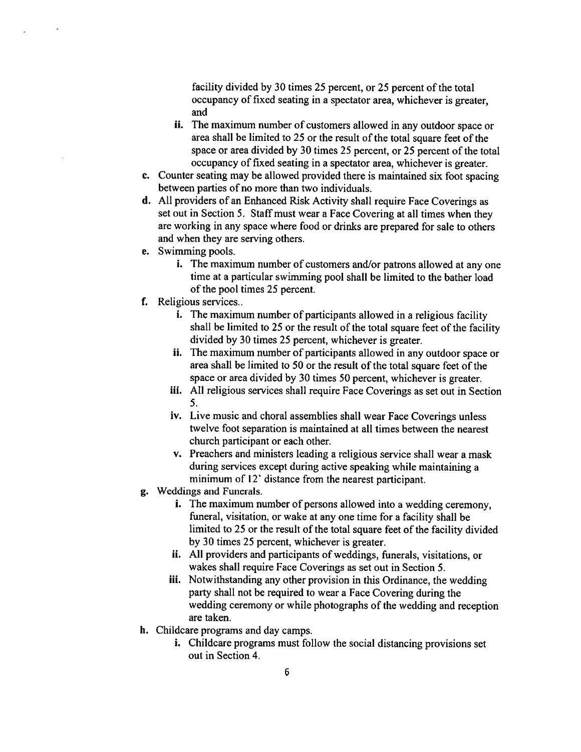facility divided by 30 times 25 percent, or 25 percent of the total occupancy of fixed seating in a spectator area, whichever is greater, and

   ii. The maximum number of customers allowed in any outdoor space or area shall be limited to 25 or the result of the total square feet of the space or area divided by 30 times 25 percent, or 25 percent of the total occupancy of fixed seating in a spectator area, whichever is greater.

c. Counter seating may be allowed provided there is maintained six foot spacing between parties of no more than two individuals.

d. All providers of an Enhanced Risk Activity shall require Face Coverings as set out in Section 5. Staff must wear a Face Covering at all times when they are working in any space where food or drinks are prepared for sale to others and when they are serving others.

e. Swimming pools.
   i. The maximum number of customers and/or patrons allowed at any one time at a particular swimming pool shall be limited to the bather load of the pool times 25 percent.

f. Religious services..
   i. The maximum number of participants allowed in a religious facility shall be limited to 25 or the result of the total square feet of the facility divided by 30 times 25 percent, whichever is greater.
   ii. The maximum number of participants allowed in any outdoor space or area shall be limited to 50 or the result of the total square feet of the space or area divided by 30 times 50 percent, whichever is greater.
   iii. All religious services shall require Face Coverings as set out in Section 5.
   iv. Live music and choral assemblies shall wear Face Coverings unless twelve foot separation is maintained at all times between the nearest church participant or each other.
   v. Preachers and ministers leading a religious service shall wear a mask during services except during active speaking while maintaining a minimum of 12' distance from the nearest participant.

g. Weddings and Funerals.
   i. The maximum number of persons allowed into a wedding ceremony, funeral, visitation, or wake at any one time for a facility shall be limited to 25 or the result of the total square feet of the facility divided by 30 times 25 percent, whichever is greater.
   ii. All providers and participants of weddings, funerals, visitations, or wakes shall require Face Coverings as set out in Section 5.
   iii. Notwithstanding any other provision in this Ordinance, the wedding party shall not be required to wear a Face Covering during the wedding ceremony or while photographs of the wedding and reception are taken.

h. Childcare programs and day camps.
   i. Childcare programs must follow the social distancing provisions set out in Section 4.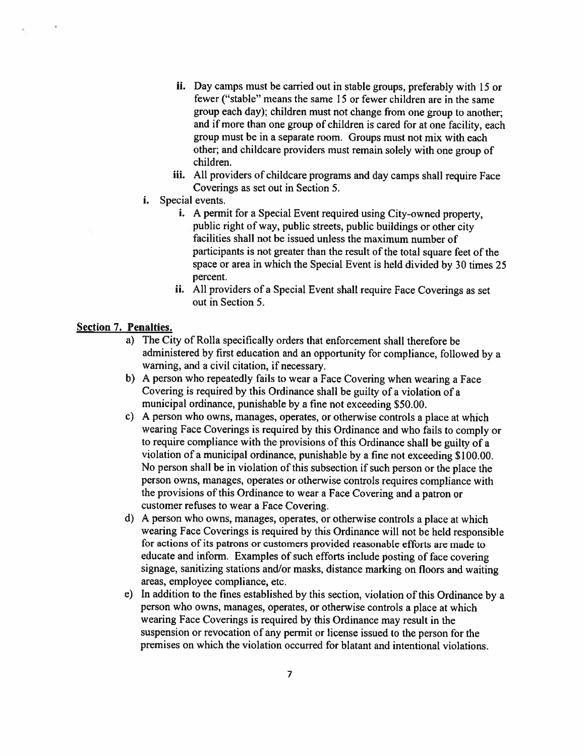ii. Day camps must be carried out in stable groups, preferably with 15 or fewer ("stable" means the same 15 or fewer children are in the same group each day); children must not change from one group to another; and if more than one group of children is cared for at one facility, each group must be in a separate room. Groups must not mix with each other; and childcare providers must remain solely with one group of children.

   iii. All providers of childcare programs and day camps shall require Face Coverings as set out in Section 5.

i. Special events.

   i. A permit for a Special Event required using City-owned property, public right of way, public streets, public buildings or other city facilities shall not be issued unless the maximum number of participants is not greater than the result of the total square feet of the space or area in which the Special Event is held divided by 30 times 25 percent.

   ii. All providers of a Special Event shall require Face Coverings as set out in Section 5.

**Section 7. Penalties.**

a) The City of Rolla specifically orders that enforcement shall therefore be administered by first education and an opportunity for compliance, followed by a warning, and a civil citation, if necessary.

b) A person who repeatedly fails to wear a Face Covering when wearing a Face Covering is required by this Ordinance shall be guilty of a violation of a municipal ordinance, punishable by a fine not exceeding $50.00.

c) A person who owns, manages, operates, or otherwise controls a place at which wearing Face Coverings is required by this Ordinance and who fails to comply or to require compliance with the provisions of this Ordinance shall be guilty of a violation of a municipal ordinance, punishable by a fine not exceeding $100.00. No person shall be in violation of this subsection if such person or the place the person owns, manages, operates or otherwise controls requires compliance with the provisions of this Ordinance to wear a Face Covering and a patron or customer refuses to wear a Face Covering.

d) A person who owns, manages, operates, or otherwise controls a place at which wearing Face Coverings is required by this Ordinance will not be held responsible for actions of its patrons or customers provided reasonable efforts are made to educate and inform. Examples of such efforts include posting of face covering signage, sanitizing stations and/or masks, distance marking on floors and waiting areas, employee compliance, etc.

e) In addition to the fines established by this section, violation of this Ordinance by a person who owns, manages, operates, or otherwise controls a place at which wearing Face Coverings is required by this Ordinance may result in the suspension or revocation of any permit or license issued to the person for the premises on which the violation occurred for blatant and intentional violations.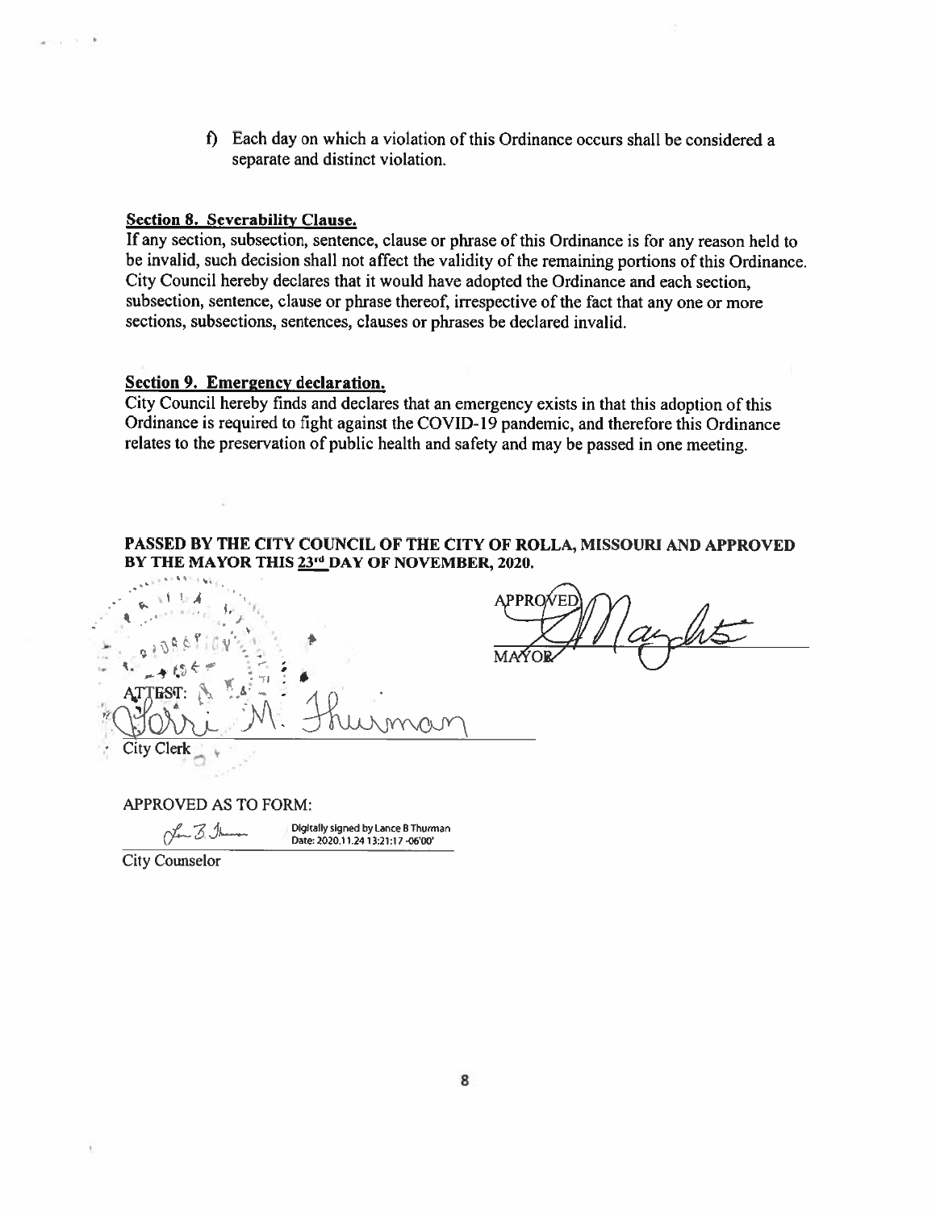f) Each day on which a violation of this Ordinance occurs shall be considered a separate and distinct violation.

**Section 8. Severability Clause.**

If any section, subsection, sentence, clause or phrase of this Ordinance is for any reason held to be invalid, such decision shall not affect the validity of the remaining portions of this Ordinance. City Council hereby declares that it would have adopted the Ordinance and each section, subsection, sentence, clause or phrase thereof, irrespective of the fact that any one or more sections, subsections, sentences, clauses or phrases be declared invalid.

**Section 9. Emergency declaration.**

City Council hereby finds and declares that an emergency exists in that this adoption of this Ordinance is required to fight against the COVID-19 pandemic, and therefore this Ordinance relates to the preservation of public health and safety and may be passed in one meeting.

**PASSED BY THE CITY COUNCIL OF THE CITY OF ROLLA, MISSOURI AND APPROVED BY THE MAYOR THIS 23rd DAY OF NOVEMBER, 2020.**

APPROVED

MAYOR

ATTEST:

Lorri M. Thurman

City Clerk

APPROVED AS TO FORM:

Digitally signed by Lance B Thurman
Date: 2020.11.24 13:21:17 -06'00'

City Counselor